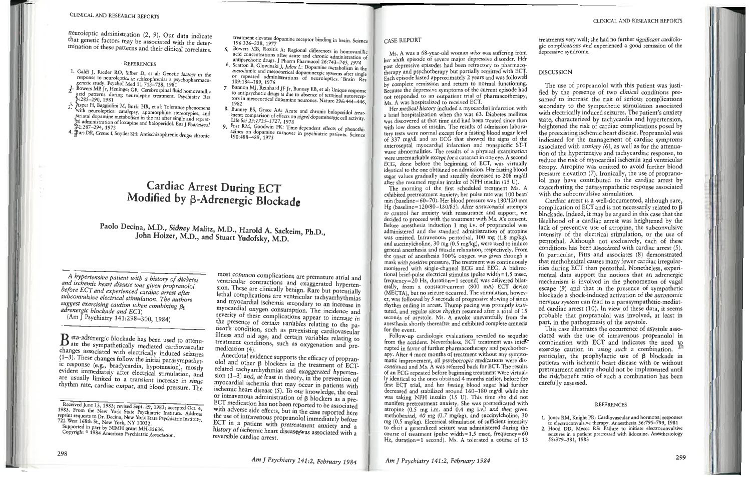neuroleptic administration (2, 9). Our data indicate that genetic factors may be associated with the determination of these patterns and their clinical correlates.

### REFERENCES

1. Galdi J, Rieder RO, Silber D, et al: Genetic factors in the response to neuroleptics in schizophrenia: a psychopharmacogenetic study. Psychol Med 11:713–728, 1981
2. Bowers MB Jr, Heninger GR: Cerebrospinal fluid homovanillic acid patterns during neuroleptic treatment. Psychiatry Res 4:285–290, 1981
3. Asper H, Baggiolini M, Burki HR, et al: Tolerance phenomena with neuroleptics: catalepsy, apomorphine stereotypies, and striatal dopamine metabolism in the rat after single and repeated administration of loxapine and haloperidol. Eur J Pharmacol 22:287–294, 1973
4. Burt DR, Creese I, Snyder SH: Antischizophrenic drugs: chronic treatment elevates dopamine receptor binding in brain. Science 196:326–328, 1977
5. Bowers MB, Rozitis A: Regional differences in homovanillic acid concentrations after acute and chronic administration of antipsychotic drugs. J Pharm Pharmacol 26:743–745, 1974
6. Scatton B, Glowinski J, Julou L: Dopamine metabolism in the mesolimbic and mesocortical dopaminergic systems after single or repeated administrations of neuroleptics. Brain Res 109:184–189, 1976
7. Bannon MJ, Reinhard JF Jr, Bunney EB, et al: Unique response to antipsychotic drugs is due to absence of terminal autoreceptors in mesocortical dopamine neurones. Nature 296:444–446, 1982
8. Bunney BS, Grace AA: Acute and chronic haloperidol treatment: comparison of effects on nigral dopaminergic cell activity. Life Sci 23:1715–1727, 1978
9. Post RM, Goodwin FK: Time-dependent effects of phenothiazines on dopamine turnover in psychiatric patients. Science 190:488–489, 1975

# Cardiac Arrest During ECT Modified by β-Adrenergic Blockade

**Paolo Decina, M.D., Sidney Malitz, M.D., Harold A. Sackeim, Ph.D., John Holzer, M.D., and Stuart Yudofsky, M.D.**

*A hypertensive patient with a history of diabetes and ischemic heart disease was given propranolol before ECT and experienced cardiac arrest after subconvulsive electrical stimulation. The authors suggest exercising caution when combining β-adrenergic blockade and ECT.*

(Am J Psychiatry 141:298–300, 1984)

Beta-adrenergic blockade has been used to attenuate the sympathetically mediated cardiovascular changes associated with electrically induced seizures (1–3). These changes follow the initial parasympathetic response (e.g., bradycardia, hypotension), mostly evident immediately after electrical stimulation, and are usually limited to a transient increase in sinus rhythm rate, cardiac output, and blood pressure. The most common complications are premature atrial and ventricular contractions and exaggerated hypertension. These are clinically benign. Rare but potentially lethal complications are ventricular tachyarrhythmias and myocardial ischemia secondary to an increase in myocardial oxygen consumption. The incidence and severity of these complications appear to increase in the presence of certain variables relating to the patient's condition, such as preexisting cardiovascular illness and old age, and certain variables relating to treatment conditions, such as oxygenation and premedication (4).

Anecdotal evidence supports the efficacy of propranolol and other β blockers in the treatment of ECT-related tachyarrhythmias and exaggerated hypertension (1–3) and, at least in theory, in the prevention of myocardial ischemia that may occur in patients with ischemic heart disease (5). To our knowledge, the oral or intravenous administration of β blockers as a pre-ECT medication has not been reported to be associated with adverse side effects, but in the case reported here the use of intravenous propranolol immediately before ECT in a patient with pretreatment anxiety and a history of ischemic heart disease was associated with a reversible cardiac arrest.

Received June 13, 1983; revised Sept. 29, 1983; accepted Oct. 4, 1983. From the New York State Psychiatric Institute. Address reprint requests to Dr. Decina, New York State Psychiatric Institute, 722 West 168th St., New York, NY 10032.

Supported in part by NIMH grant MH-35636.

Copyright © 1984 American Psychiatric Association.

## CASE REPORT

Ms. A was a 68-year-old woman who was suffering from her sixth episode of severe major depressive disorder. Her past depressive episodes had been refractory to pharmacotherapy and psychotherapy but partially remitted with ECT. Each episode lasted approximately 2 years and was followed by complete remission and return to normal functioning. Because the depressive symptoms of the current episode had not responded to an outpatient trial of pharmacotherapy, Ms. A was hospitalized to received ECT.

Her medical history included a myocardial infarction with a brief hospitalization when she was 63. Diabetes mellitus was discovered at that time and had been treated since then with low doses of insulin. The results of admission laboratory tests were normal except for a fasting blood sugar level of 337 mg/dl and an ECG that showed the signs of the anteroseptal myocardial infarction and nonspecific ST-T wave abnormalities. The results of a physical examination were unremarkable except for a cataract in one eye. A second ECG, done before the beginning of ECT, was virtually identical to the one obtained on admission. Her fasting blood sugar values gradually and steadily decreased to 208 mg/dl after she resumed regular intake of NPH insulin (15 U).

The morning of the first scheduled treatment Ms. A exhibited pretreatment anxiety; her pulse rate was 100 beat/min (baseline=60–70). Her blood pressure was 180/120 mm Hg (baseline=120/80–130/85). After unsuccessful attempts to control her anxiety with reassurance and support, we decided to proceed with the treatment with Ms. A's consent. Before anesthesia induction 1 mg i.v. of propranolol was administered and the standard administration of atropine was omitted. Intravenous pentothal, 100 mg (1.8 mg/kg), and succinylcholine, 30 mg (0.5 mg/kg), were used to induce general anesthesia and muscle relaxation, respectively. From the onset of anesthesia 100% oxygen was given through a mask with positive pressure. The treatment was continuously monitored with single-channel ECG and EEG. A bidirectional brief-pulse electrical stimulus (pulse width=1.5 msec, frequency=20 Hz, duration=1 second) was delivered bilaterally, from a constant-current (800 mA) ECT device (MECTA), but no seizure occurred. The stimulation, however, was followed by 5 seconds of progressive slowing of sinus rhythm ending in arrest. Thump pacing was promptly instituted, and regular sinus rhythm resumed after a total of 15 seconds of asystole. Ms. A awoke uneventfully from the anesthesia shortly thereafter and exhibited complete amnesia for the event.

Follow-up cardiologic evaluations revealed no sequelae from the accident. Nevertheless, ECT treatment was interrupted in favor of further pharmacotherapy and psychotherapy. After 4 more months of treatment without any symptomatic improvement, all psychotropic medications were discontinued and Ms. A was referred back for ECT. The results of an ECG repeated before beginning treatment were virtually identical to the ones obtained 4 months earlier, before the first ECT trial, and her fasting blood sugar had further decreased and stabilized around 160–180 mg/dl while she was taking NPH insulin (15 U). This time she did not manifest pretreatment anxiety. She was premedicated with atropine (0.5 mg i.m. and 0.4 mg i.v.) and then given methohexital, 40 mg (0.7 mg/kg), and succinylcholine, 30 mg (0.5 mg/kg). Electrical stimulation of sufficient intensity to elicit a generalized seizure was administered during the course of treatment (pulse width=1.5 msec, frequency=60 Hz, duration=1 second). Ms. A tolerated a course of 13 treatments very well; she had no further significant cardiologic complications and experienced a good remission of the depressive syndrome.

## DISCUSSION

The use of propranolol with this patient was justified by the presence of two clinical conditions presumed to increase the risk of serious complications secondary to the sympathetic stimulation associated with electrically induced seizures. The patient's anxiety state, characterized by tachycardia and hypertension, heightened the risk of cardiac complications posed by the preexisting ischemic heart disease. Propranolol was indicated for the management of cardiac symptoms associated with anxiety (6), as well as for the attenuation of the hypertensive and tachycardiac response, to reduce the risk of myocardial ischemia and ventricular ectopy. Atropine was omitted to avoid further blood pressure elevation (7). Ironically, the use of propranolol may have contributed to the cardiac arrest by exacerbating the parasympathetic response associated with the subconvulsive stimulation.

Cardiac arrest is a well-documented, although rare, complication of ECT and is not necessarily related to β blockade. Indeed, it may be argued in this case that the likelihood of a cardiac arrest was heightened by the lack of preventive use of atropine, the subconvulsive intensity of the electrical stimulation, or the use of pentothal. Although not exclusively, each of these conditions has been associated with cardiac arrest (5). In particular, Pitts and associates (8) demonstrated that methohexital causes many fewer cardiac irregularities during ECT than pentothal. Nonetheless, experimental data support the notions that an adrenergic mechanism is involved in the phenomenon of vagal escape (9) and that in the presence of sympathetic blockade a shock-induced activation of the autonomic nervous system can lead to a parasympathetic-mediated cardiac arrest (10). In view of these data, it seems probable that propranolol was involved, at least in part, in the pathogenesis of the asystole.

This case illustrates the occurrence of asystole associated with the use of intravenous propranolol in combination with ECT and indicates the need to exercise caution in using such a combination. In particular, the prophylactic use of β blockade in patients with ischemic heart disease with or without pretreatment anxiety should not be implemented until the risk/benefit ratio of such a combination has been carefully assessed.

### REFERENCES

1. Jones RM, Knight PR: Cardiovascular and hormonal responses to electroconvulsive therapy. Anaesthesia 36:795–799, 1981
2. Hood DD, Mecca RS: Failure to initiate electroconvulsive seizures in a patient pretreated with lidocaine. Anesthesiology 58:379–381, 1983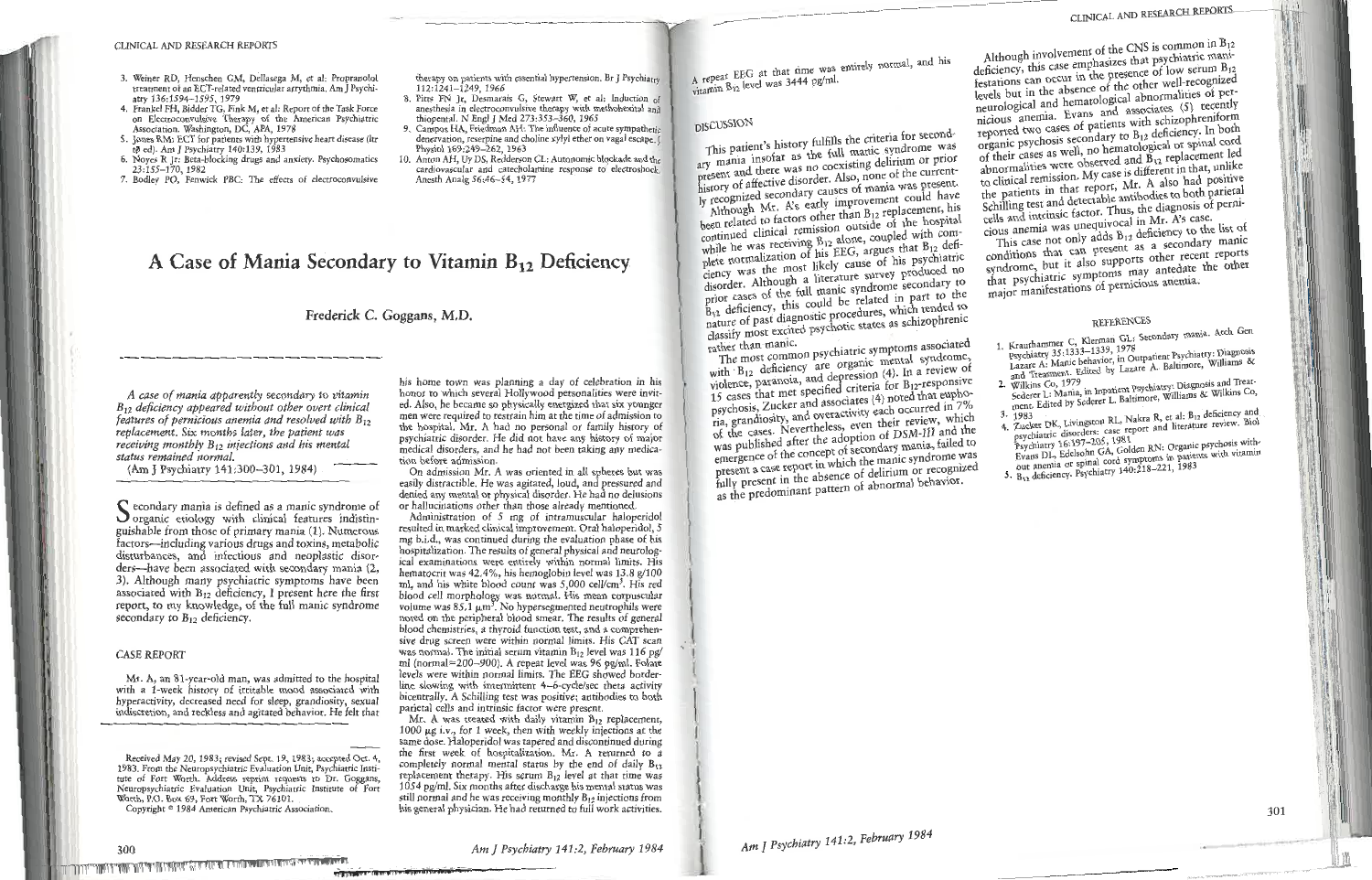3. Weiner RD, Henschen GM, Dellasega M, et al: Propranolol treatment of an ECT-related ventricular arrythmia. Am J Psychiatry 136:1594–1595, 1979
4. Frankel FH, Bidder TG, Fink M, et al: Report of the Task Force on Electroconvulsive Therapy of the American Psychiatric Association. Washington, DC, APA, 1978
5. Jones RM: ECT for patients with hypertensive heart disease (ltr to ed). Am J Psychiatry 140:139, 1983
6. Noyes R Jr: Beta-blocking drugs and anxiety. Psychosomatics 23:155–170, 1982
7. Bodley PO, Fenwick PBC: The effects of electroconvulsive therapy on patients with essential hypertension. Br J Psychiatry 112:1241–1249, 1966
8. Pitts FN Jr, Desmarais G, Stewart W, et al: Induction of anesthesia in electroconvulsive therapy with methohexital and thiopental. N Engl J Med 273:353–360, 1965
9. Campos HA, Friedman AH: The influence of acute sympathetic denervation, reserpine and choline xylyl ether on vagal escape. J Physiol 169:249–262, 1963
10. Anton AH, Uy DS, Redderson CL: Autonomic blockade and the cardiovascular and catecholamine response to electroshock. Anesth Analg 56:46–54, 1977

# A Case of Mania Secondary to Vitamin $B_{12}$ Deficiency

Frederick C. Goggans, M.D.

*A case of mania apparently secondary to vitamin $B_{12}$ deficiency appeared without other overt clinical features of pernicious anemia and resolved with $B_{12}$ replacement. Six months later, the patient was receiving monthly $B_{12}$ injections and his mental status remained normal.*

(Am J Psychiatry 141:300–301, 1984)

Secondary mania is defined as a manic syndrome of organic etiology with clinical features indistinguishable from those of primary mania (1). Numerous factors—including various drugs and toxins, metabolic disturbances, and infectious and neoplastic disorders—have been associated with secondary mania (2, 3). Although many psychiatric symptoms have been associated with $B_{12}$ deficiency, I present here the first report, to my knowledge, of the full manic syndrome secondary to $B_{12}$ deficiency.

## CASE REPORT

Mr. A, an 81-year-old man, was admitted to the hospital with a 1-week history of irritable mood associated with hyperactivity, decreased need for sleep, grandiosity, sexual indiscretion, and reckless and agitated behavior. He felt that his home town was planning a day of celebration in his honor to which several Hollywood personalities were invited. Also, he became so physically energized that six younger men were required to restrain him at the time of admission to the hospital. Mr. A had no personal or family history of psychiatric disorder. He did not have any history of major medical disorders, and he had not been taking any medication before admission.

On admission Mr. A was oriented in all spheres but was easily distractible. He was agitated, loud, and pressured and denied any mental or physical disorder. He had no delusions or hallucinations other than those already mentioned.

Administration of 5 mg of intramuscular haloperidol resulted in marked clinical improvement. Oral haloperidol, 5 mg b.i.d., was continued during the evaluation phase of his hospitalization. The results of general physical and neurological examinations were entirely within normal limits. His hematocrit was 42.4%, his hemoglobin level was 13.8 g/100 ml, and his white blood count was 5,000 cell/cm³. His red blood cell morphology was normal. His mean corpuscular volume was 85.1 μm³. No hypersegmented neutrophils were noted on the peripheral blood smear. The results of general blood chemistries, a thyroid function test, and a comprehensive drug screen were within normal limits. His CAT scan was normal. The initial serum vitamin $B_{12}$ level was 116 pg/ml (normal=200–900). A repeat level was 96 pg/ml. Folate levels were within normal limits. The EEG showed borderline slowing with intermittent 4–6-cycle/sec theta activity bicentrally. A Schilling test was positive; antibodies to both parietal cells and intrinsic factor were present.

Mr. A was treated with daily vitamin $B_{12}$ replacement, 1000 μg i.v., for 1 week, then with weekly injections at the same dose. Haloperidol was tapered and discontinued during the first week of hospitalization. Mr. A returned to a completely normal mental status by the end of daily $B_{12}$ replacement therapy. His serum $B_{12}$ level at that time was 1054 pg/ml. Six months after discharge his mental status was still normal and he was receiving monthly $B_{12}$ injections from his general physician. He had returned to full work activities. A repeat EEG at that time was entirely normal, and his vitamin $B_{12}$ level was 3444 pg/ml.

## DISCUSSION

This patient's history fulfills the criteria for secondary mania insofar as the full manic syndrome was present and there was no coexisting delirium or prior history of affective disorder. Also, none of the currently recognized secondary causes of mania was present.

Although Mr. A's early improvement could have been related to factors other than $B_{12}$ replacement, his continued clinical remission outside of the hospital while he was receiving $B_{12}$ alone, coupled with complete normalization of his EEG, argues that $B_{12}$ deficiency was the most likely cause of his psychiatric disorder. Although a literature survey produced no prior cases of the full manic syndrome secondary to $B_{12}$ deficiency, this could be related in part to the nature of past diagnostic procedures, which tended to classify most excited psychotic states as schizophrenic rather than manic.

The most common psychiatric symptoms associated with $B_{12}$ deficiency are organic mental syndrome, violence, paranoia, and depression (4). In a review of 15 cases that met specified criteria for $B_{12}$-responsive psychosis, Zucker and associates (4) noted that euphoria, grandiosity, and overactivity each occurred in 7% of the cases. Nevertheless, even their review, which was published after the adoption of DSM-III and the emergence of the concept of secondary mania, failed to present a case report in which the manic syndrome was fully present in the absence of delirium or recognized as the predominant pattern of abnormal behavior.

Although involvement of the CNS is common in $B_{12}$ deficiency, this case emphasizes that psychiatric manifestations can occur in the presence of low serum $B_{12}$ levels but in the absence of the other well-recognized neurological and hematological abnormalities of pernicious anemia. Evans and associates (5) recently reported two cases of patients with schizophreniform organic psychosis secondary to $B_{12}$ deficiency. In both of their cases as well, no hematological or spinal cord abnormalities were observed and $B_{12}$ replacement led to clinical remission. My case is different in that, unlike the patients in that report, Mr. A also had positive Schilling test and detectable antibodies to both parietal cells and intrinsic factor. Thus, the diagnosis of pernicious anemia was unequivocal in Mr. A's case.

This case not only adds $B_{12}$ deficiency to the list of conditions that can present as a secondary manic syndrome, but it also supports other recent reports that psychiatric symptoms may antedate the other major manifestations of pernicious anemia.

## REFERENCES

1. Krauthammer C, Klerman GL: Secondary mania. Arch Gen Psychiatry 35:1333–1339, 1978
2. Lazare A: Manic behavior, in Outpatient Psychiatry: Diagnosis and Treatment. Edited by Lazare A. Baltimore, Williams & Wilkins Co, 1979
3. Sederer L: Mania, in Inpatient Psychiatry: Diagnosis and Treatment. Edited by Sederer L. Baltimore, Williams & Wilkins Co, 1983
4. Zucker DK, Livingston RL, Nakra R, et al: $B_{12}$ deficiency and psychiatric disorders: case report and literature review. Biol Psychiatry 16:197–205, 1981
5. Evans DL, Edelsohn GA, Golden RN: Organic psychosis without anemia or spinal cord symptoms in patients with vitamin $B_{12}$ deficiency. Psychiatry 140:218–221, 1983

Received May 20, 1983; revised Sept. 19, 1983; accepted Oct. 4, 1983. From the Neuropsychiatric Evaluation Unit, Psychiatric Institute of Fort Worth. Address reprint requests to Dr. Goggans, Neuropsychiatric Evaluation Unit, Psychiatric Institute of Fort Worth, P.O. Box 69, Fort Worth, TX 76101.

Copyright © 1984 American Psychiatric Association.